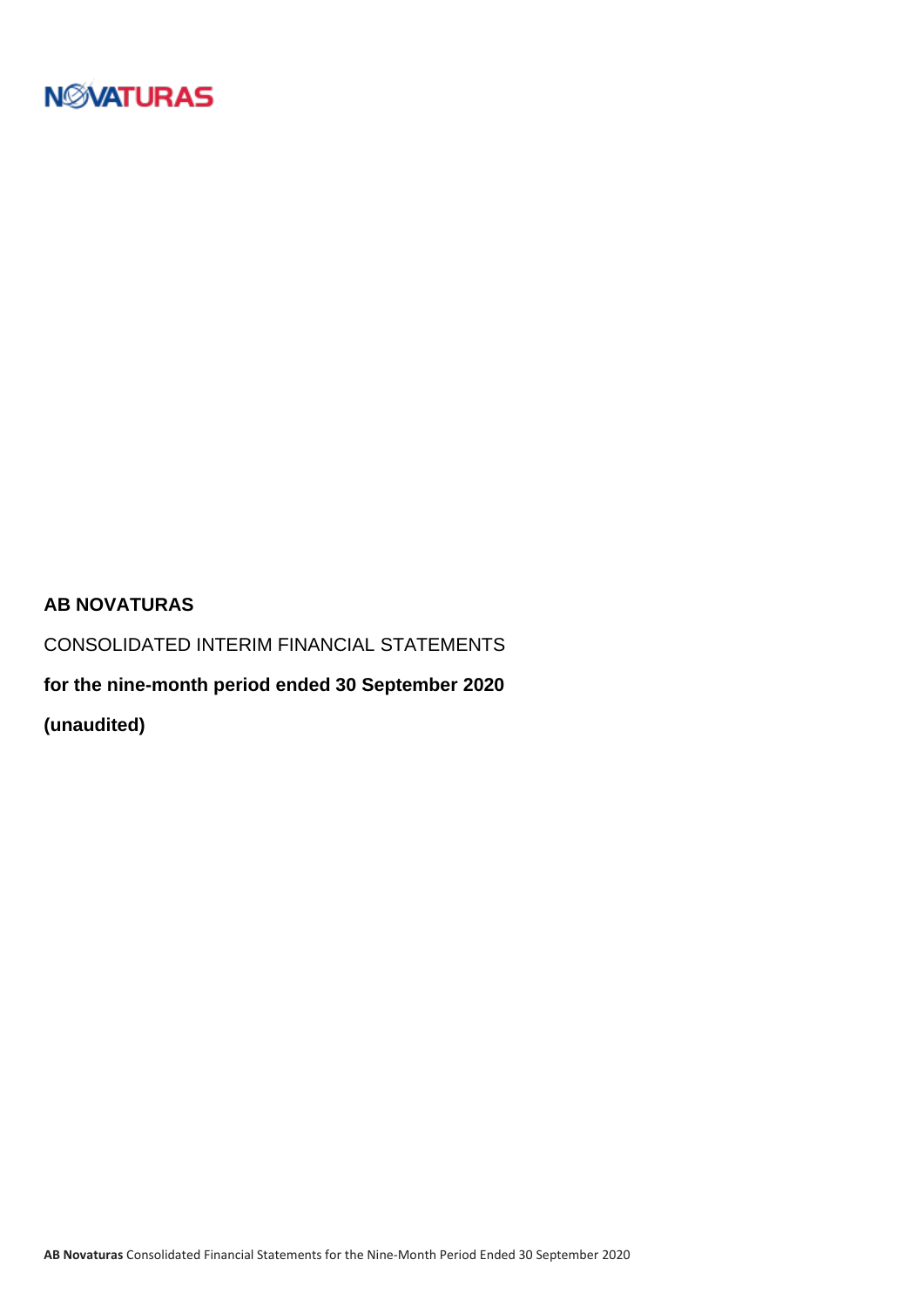NOVATURAS

**AB NOVATURAS**

CONSOLIDATED INTERIM FINANCIAL STATEMENTS

**for the nine-month period ended 30 September 2020**

**(unaudited)**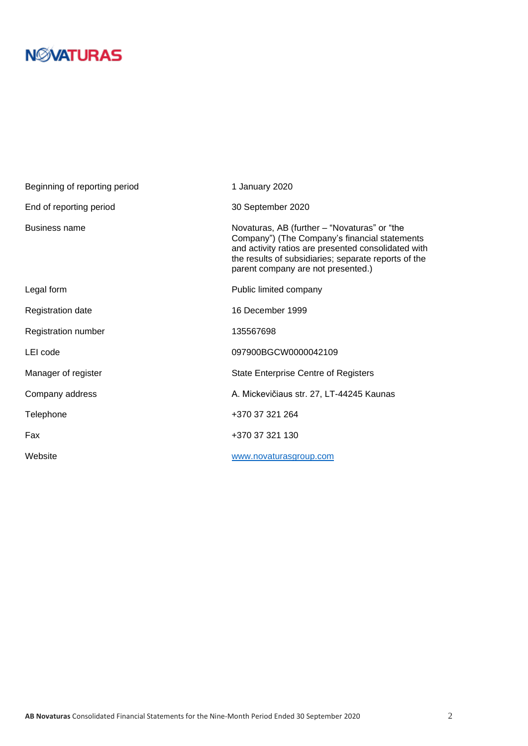NOVATURAS

| | |
|---|---|
| Beginning of reporting period | 1 January 2020 |
| End of reporting period | 30 September 2020 |
| Business name | Novaturas, AB (further – "Novaturas" or "the Company") (The Company's financial statements and activity ratios are presented consolidated with the results of subsidiaries; separate reports of the parent company are not presented.) |
| Legal form | Public limited company |
| Registration date | 16 December 1999 |
| Registration number | 135567698 |
| LEI code | 097900BGCW0000042109 |
| Manager of register | State Enterprise Centre of Registers |
| Company address | A. Mickevičiaus str. 27, LT-44245 Kaunas |
| Telephone | +370 37 321 264 |
| Fax | +370 37 321 130 |
| Website | www.novaturasgroup.com |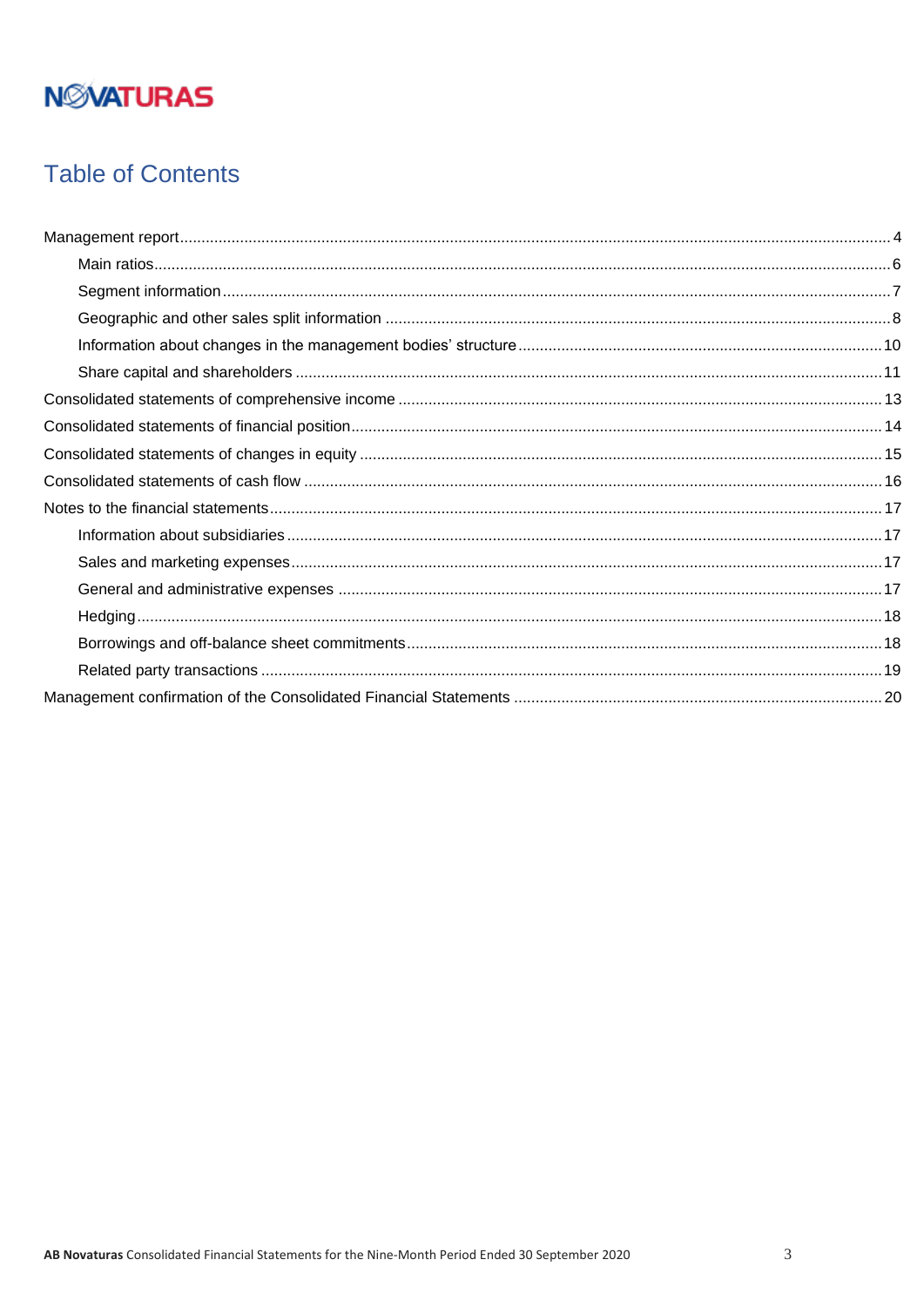NOVATURAS

# Table of Contents

- Management report ... 4
  - Main ratios ... 6
  - Segment information ... 7
  - Geographic and other sales split information ... 8
  - Information about changes in the management bodies' structure ... 10
  - Share capital and shareholders ... 11
- Consolidated statements of comprehensive income ... 13
- Consolidated statements of financial position ... 14
- Consolidated statements of changes in equity ... 15
- Consolidated statements of cash flow ... 16
- Notes to the financial statements ... 17
  - Information about subsidiaries ... 17
  - Sales and marketing expenses ... 17
  - General and administrative expenses ... 17
  - Hedging ... 18
  - Borrowings and off-balance sheet commitments ... 18
  - Related party transactions ... 19
- Management confirmation of the Consolidated Financial Statements ... 20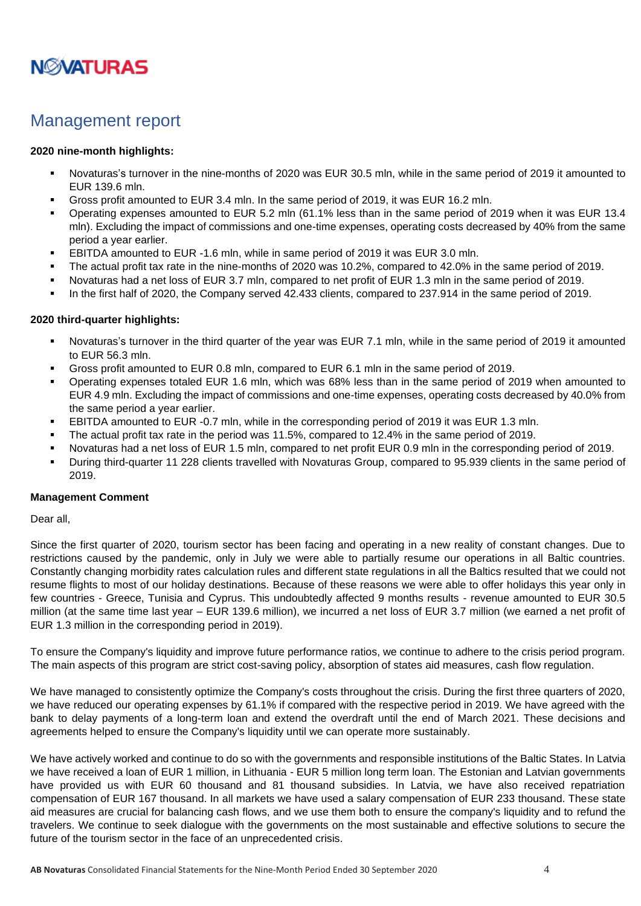# Management report

**2020 nine-month highlights:**

- Novaturas's turnover in the nine-months of 2020 was EUR 30.5 mln, while in the same period of 2019 it amounted to EUR 139.6 mln.
- Gross profit amounted to EUR 3.4 mln. In the same period of 2019, it was EUR 16.2 mln.
- Operating expenses amounted to EUR 5.2 mln (61.1% less than in the same period of 2019 when it was EUR 13.4 mln). Excluding the impact of commissions and one-time expenses, operating costs decreased by 40% from the same period a year earlier.
- EBITDA amounted to EUR -1.6 mln, while in same period of 2019 it was EUR 3.0 mln.
- The actual profit tax rate in the nine-months of 2020 was 10.2%, compared to 42.0% in the same period of 2019.
- Novaturas had a net loss of EUR 3.7 mln, compared to net profit of EUR 1.3 mln in the same period of 2019.
- In the first half of 2020, the Company served 42.433 clients, compared to 237.914 in the same period of 2019.

**2020 third-quarter highlights:**

- Novaturas's turnover in the third quarter of the year was EUR 7.1 mln, while in the same period of 2019 it amounted to EUR 56.3 mln.
- Gross profit amounted to EUR 0.8 mln, compared to EUR 6.1 mln in the same period of 2019.
- Operating expenses totaled EUR 1.6 mln, which was 68% less than in the same period of 2019 when amounted to EUR 4.9 mln. Excluding the impact of commissions and one-time expenses, operating costs decreased by 40.0% from the same period a year earlier.
- EBITDA amounted to EUR -0.7 mln, while in the corresponding period of 2019 it was EUR 1.3 mln.
- The actual profit tax rate in the period was 11.5%, compared to 12.4% in the same period of 2019.
- Novaturas had a net loss of EUR 1.5 mln, compared to net profit EUR 0.9 mln in the corresponding period of 2019.
- During third-quarter 11 228 clients travelled with Novaturas Group, compared to 95.939 clients in the same period of 2019.

**Management Comment**

Dear all,

Since the first quarter of 2020, tourism sector has been facing and operating in a new reality of constant changes. Due to restrictions caused by the pandemic, only in July we were able to partially resume our operations in all Baltic countries. Constantly changing morbidity rates calculation rules and different state regulations in all the Baltics resulted that we could not resume flights to most of our holiday destinations. Because of these reasons we were able to offer holidays this year only in few countries - Greece, Tunisia and Cyprus. This undoubtedly affected 9 months results - revenue amounted to EUR 30.5 million (at the same time last year – EUR 139.6 million), we incurred a net loss of EUR 3.7 million (we earned a net profit of EUR 1.3 million in the corresponding period in 2019).

To ensure the Company's liquidity and improve future performance ratios, we continue to adhere to the crisis period program. The main aspects of this program are strict cost-saving policy, absorption of states aid measures, cash flow regulation.

We have managed to consistently optimize the Company's costs throughout the crisis. During the first three quarters of 2020, we have reduced our operating expenses by 61.1% if compared with the respective period in 2019. We have agreed with the bank to delay payments of a long-term loan and extend the overdraft until the end of March 2021. These decisions and agreements helped to ensure the Company's liquidity until we can operate more sustainably.

We have actively worked and continue to do so with the governments and responsible institutions of the Baltic States. In Latvia we have received a loan of EUR 1 million, in Lithuania - EUR 5 million long term loan. The Estonian and Latvian governments have provided us with EUR 60 thousand and 81 thousand subsidies. In Latvia, we have also received repatriation compensation of EUR 167 thousand. In all markets we have used a salary compensation of EUR 233 thousand. These state aid measures are crucial for balancing cash flows, and we use them both to ensure the company's liquidity and to refund the travelers. We continue to seek dialogue with the governments on the most sustainable and effective solutions to secure the future of the tourism sector in the face of an unprecedented crisis.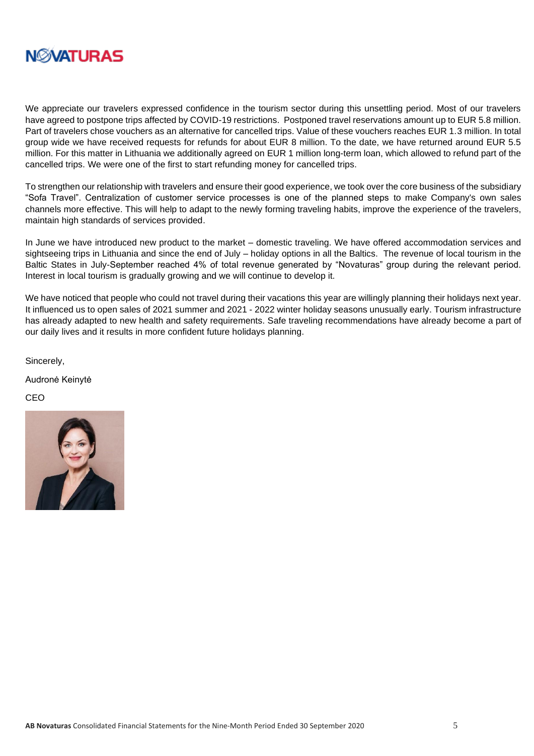We appreciate our travelers expressed confidence in the tourism sector during this unsettling period. Most of our travelers have agreed to postpone trips affected by COVID-19 restrictions. Postponed travel reservations amount up to EUR 5.8 million. Part of travelers chose vouchers as an alternative for cancelled trips. Value of these vouchers reaches EUR 1.3 million. In total group wide we have received requests for refunds for about EUR 8 million. To the date, we have returned around EUR 5.5 million. For this matter in Lithuania we additionally agreed on EUR 1 million long-term loan, which allowed to refund part of the cancelled trips. We were one of the first to start refunding money for cancelled trips.

To strengthen our relationship with travelers and ensure their good experience, we took over the core business of the subsidiary "Sofa Travel". Centralization of customer service processes is one of the planned steps to make Company's own sales channels more effective. This will help to adapt to the newly forming traveling habits, improve the experience of the travelers, maintain high standards of services provided.

In June we have introduced new product to the market – domestic traveling. We have offered accommodation services and sightseeing trips in Lithuania and since the end of July – holiday options in all the Baltics. The revenue of local tourism in the Baltic States in July-September reached 4% of total revenue generated by "Novaturas" group during the relevant period. Interest in local tourism is gradually growing and we will continue to develop it.

We have noticed that people who could not travel during their vacations this year are willingly planning their holidays next year. It influenced us to open sales of 2021 summer and 2021 - 2022 winter holiday seasons unusually early. Tourism infrastructure has already adapted to new health and safety requirements. Safe traveling recommendations have already become a part of our daily lives and it results in more confident future holidays planning.

Sincerely,

Audronė Keinytė

CEO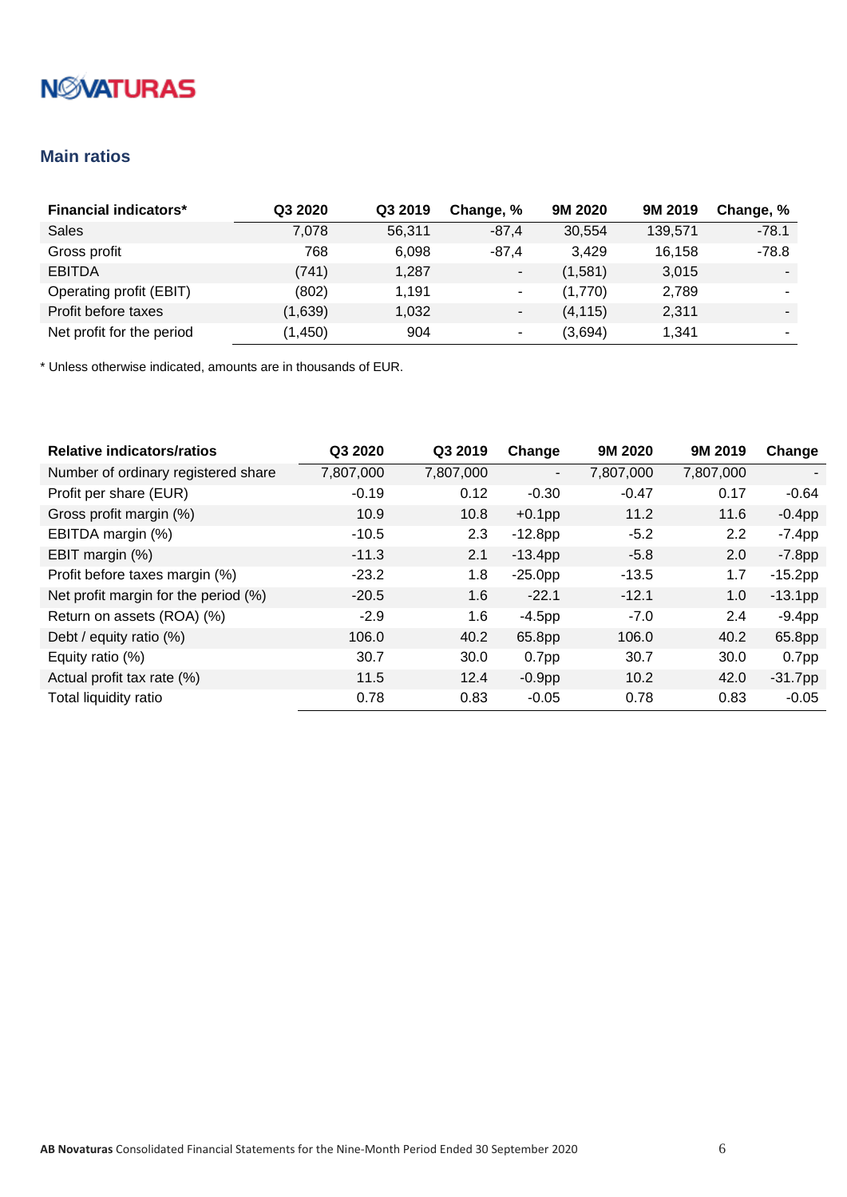## Main ratios

| Financial indicators* | Q3 2020 | Q3 2019 | Change, % | 9M 2020 | 9M 2019 | Change, % |
|---|---|---|---|---|---|---|
| Sales | 7,078 | 56,311 | -87,4 | 30,554 | 139,571 | -78.1 |
| Gross profit | 768 | 6,098 | -87,4 | 3,429 | 16,158 | -78.8 |
| EBITDA | (741) | 1,287 | - | (1,581) | 3,015 | - |
| Operating profit (EBIT) | (802) | 1,191 | - | (1,770) | 2,789 | - |
| Profit before taxes | (1,639) | 1,032 | - | (4,115) | 2,311 | - |
| Net profit for the period | (1,450) | 904 | - | (3,694) | 1,341 | - |

* Unless otherwise indicated, amounts are in thousands of EUR.

| Relative indicators/ratios | Q3 2020 | Q3 2019 | Change | 9M 2020 | 9M 2019 | Change |
|---|---|---|---|---|---|---|
| Number of ordinary registered share | 7,807,000 | 7,807,000 | - | 7,807,000 | 7,807,000 | - |
| Profit per share (EUR) | -0.19 | 0.12 | -0.30 | -0.47 | 0.17 | -0.64 |
| Gross profit margin (%) | 10.9 | 10.8 | +0.1pp | 11.2 | 11.6 | -0.4pp |
| EBITDA margin (%) | -10.5 | 2.3 | -12.8pp | -5.2 | 2.2 | -7.4pp |
| EBIT margin (%) | -11.3 | 2.1 | -13.4pp | -5.8 | 2.0 | -7.8pp |
| Profit before taxes margin (%) | -23.2 | 1.8 | -25.0pp | -13.5 | 1.7 | -15.2pp |
| Net profit margin for the period (%) | -20.5 | 1.6 | -22.1 | -12.1 | 1.0 | -13.1pp |
| Return on assets (ROA) (%) | -2.9 | 1.6 | -4.5pp | -7.0 | 2.4 | -9.4pp |
| Debt / equity ratio (%) | 106.0 | 40.2 | 65.8pp | 106.0 | 40.2 | 65.8pp |
| Equity ratio (%) | 30.7 | 30.0 | 0.7pp | 30.7 | 30.0 | 0.7pp |
| Actual profit tax rate (%) | 11.5 | 12.4 | -0.9pp | 10.2 | 42.0 | -31.7pp |
| Total liquidity ratio | 0.78 | 0.83 | -0.05 | 0.78 | 0.83 | -0.05 |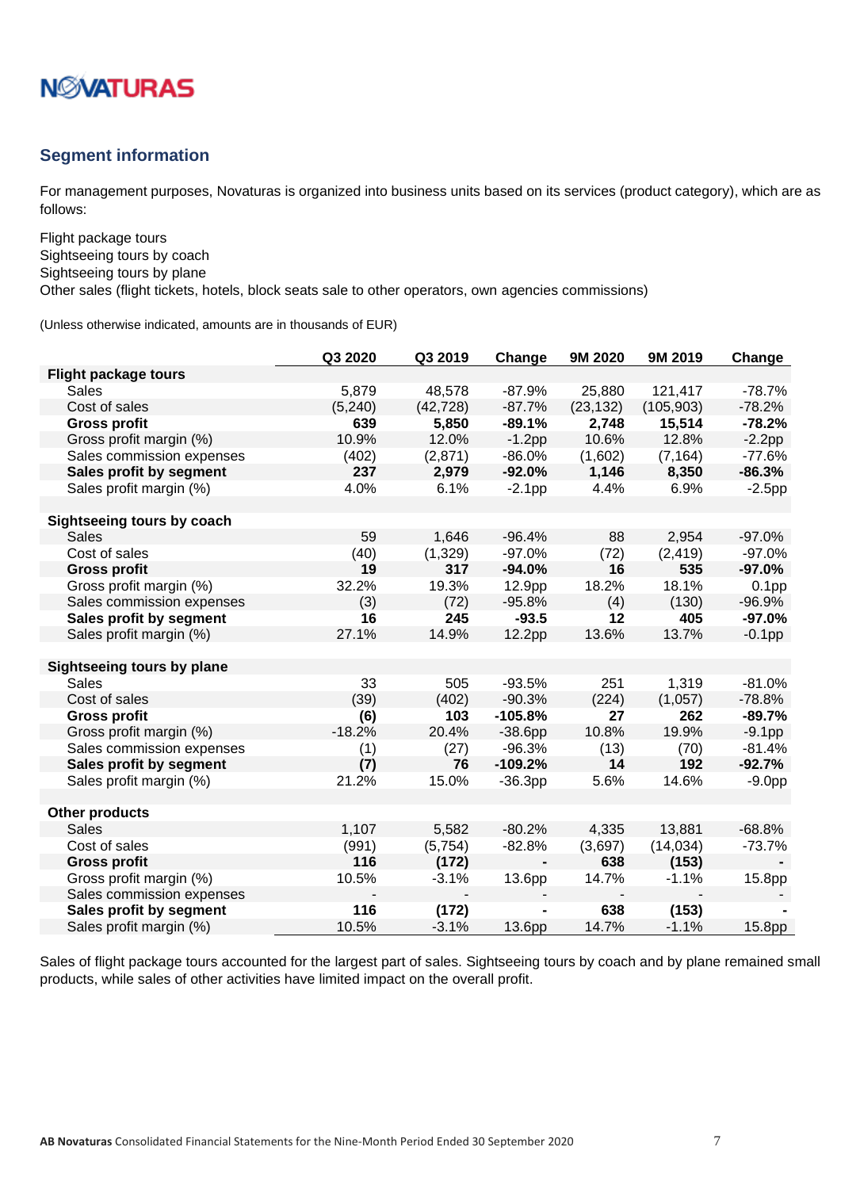## Segment information

For management purposes, Novaturas is organized into business units based on its services (product category), which are as follows:

Flight package tours
Sightseeing tours by coach
Sightseeing tours by plane
Other sales (flight tickets, hotels, block seats sale to other operators, own agencies commissions)

(Unless otherwise indicated, amounts are in thousands of EUR)

| | Q3 2020 | Q3 2019 | Change | 9M 2020 | 9M 2019 | Change |
|---|---|---|---|---|---|---|
| **Flight package tours** | | | | | | |
| Sales | 5,879 | 48,578 | -87.9% | 25,880 | 121,417 | -78.7% |
| Cost of sales | (5,240) | (42,728) | -87.7% | (23,132) | (105,903) | -78.2% |
| **Gross profit** | **639** | **5,850** | **-89.1%** | **2,748** | **15,514** | **-78.2%** |
| Gross profit margin (%) | 10.9% | 12.0% | -1.2pp | 10.6% | 12.8% | -2.2pp |
| Sales commission expenses | (402) | (2,871) | -86.0% | (1,602) | (7,164) | -77.6% |
| **Sales profit by segment** | **237** | **2,979** | **-92.0%** | **1,146** | **8,350** | **-86.3%** |
| Sales profit margin (%) | 4.0% | 6.1% | -2.1pp | 4.4% | 6.9% | -2.5pp |
| | | | | | | |
| **Sightseeing tours by coach** | | | | | | |
| Sales | 59 | 1,646 | -96.4% | 88 | 2,954 | -97.0% |
| Cost of sales | (40) | (1,329) | -97.0% | (72) | (2,419) | -97.0% |
| **Gross profit** | **19** | **317** | **-94.0%** | **16** | **535** | **-97.0%** |
| Gross profit margin (%) | 32.2% | 19.3% | 12.9pp | 18.2% | 18.1% | 0.1pp |
| Sales commission expenses | (3) | (72) | -95.8% | (4) | (130) | -96.9% |
| **Sales profit by segment** | **16** | **245** | **-93.5** | **12** | **405** | **-97.0%** |
| Sales profit margin (%) | 27.1% | 14.9% | 12.2pp | 13.6% | 13.7% | -0.1pp |
| | | | | | | |
| **Sightseeing tours by plane** | | | | | | |
| Sales | 33 | 505 | -93.5% | 251 | 1,319 | -81.0% |
| Cost of sales | (39) | (402) | -90.3% | (224) | (1,057) | -78.8% |
| **Gross profit** | **(6)** | **103** | **-105.8%** | **27** | **262** | **-89.7%** |
| Gross profit margin (%) | -18.2% | 20.4% | -38.6pp | 10.8% | 19.9% | -9.1pp |
| Sales commission expenses | (1) | (27) | -96.3% | (13) | (70) | -81.4% |
| **Sales profit by segment** | **(7)** | **76** | **-109.2%** | **14** | **192** | **-92.7%** |
| Sales profit margin (%) | 21.2% | 15.0% | -36.3pp | 5.6% | 14.6% | -9.0pp |
| | | | | | | |
| **Other products** | | | | | | |
| Sales | 1,107 | 5,582 | -80.2% | 4,335 | 13,881 | -68.8% |
| Cost of sales | (991) | (5,754) | -82.8% | (3,697) | (14,034) | -73.7% |
| **Gross profit** | **116** | **(172)** | **-** | **638** | **(153)** | **-** |
| Gross profit margin (%) | 10.5% | -3.1% | 13.6pp | 14.7% | -1.1% | 15.8pp |
| Sales commission expenses | - | - | - | - | - | - |
| **Sales profit by segment** | **116** | **(172)** | **-** | **638** | **(153)** | **-** |
| Sales profit margin (%) | 10.5% | -3.1% | 13.6pp | 14.7% | -1.1% | 15.8pp |

Sales of flight package tours accounted for the largest part of sales. Sightseeing tours by coach and by plane remained small products, while sales of other activities have limited impact on the overall profit.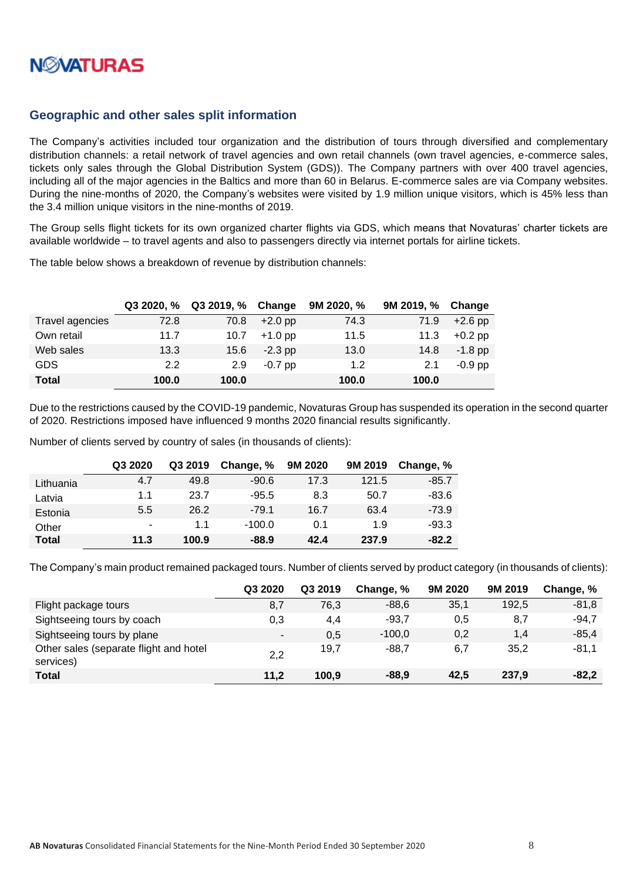## Geographic and other sales split information

The Company's activities included tour organization and the distribution of tours through diversified and complementary distribution channels: a retail network of travel agencies and own retail channels (own travel agencies, e-commerce sales, tickets only sales through the Global Distribution System (GDS)). The Company partners with over 400 travel agencies, including all of the major agencies in the Baltics and more than 60 in Belarus. E-commerce sales are via Company websites. During the nine-months of 2020, the Company's websites were visited by 1.9 million unique visitors, which is 45% less than the 3.4 million unique visitors in the nine-months of 2019.

The Group sells flight tickets for its own organized charter flights via GDS, which means that Novaturas' charter tickets are available worldwide – to travel agents and also to passengers directly via internet portals for airline tickets.

The table below shows a breakdown of revenue by distribution channels:

| | Q3 2020, % | Q3 2019, % | Change | 9M 2020, % | 9M 2019, % | Change |
|---|---|---|---|---|---|---|
| Travel agencies | 72.8 | 70.8 | +2.0 pp | 74.3 | 71.9 | +2.6 pp |
| Own retail | 11.7 | 10.7 | +1.0 pp | 11.5 | 11.3 | +0.2 pp |
| Web sales | 13.3 | 15.6 | -2.3 pp | 13.0 | 14.8 | -1.8 pp |
| GDS | 2.2 | 2.9 | -0.7 pp | 1.2 | 2.1 | -0.9 pp |
| **Total** | **100.0** | **100.0** | | **100.0** | **100.0** | |

Due to the restrictions caused by the COVID-19 pandemic, Novaturas Group has suspended its operation in the second quarter of 2020. Restrictions imposed have influenced 9 months 2020 financial results significantly.

Number of clients served by country of sales (in thousands of clients):

| | Q3 2020 | Q3 2019 | Change, % | 9M 2020 | 9M 2019 | Change, % |
|---|---|---|---|---|---|---|
| Lithuania | 4.7 | 49.8 | -90.6 | 17.3 | 121.5 | -85.7 |
| Latvia | 1.1 | 23.7 | -95.5 | 8.3 | 50.7 | -83.6 |
| Estonia | 5.5 | 26.2 | -79.1 | 16.7 | 63.4 | -73.9 |
| Other | - | 1.1 | -100.0 | 0.1 | 1.9 | -93.3 |
| **Total** | **11.3** | **100.9** | **-88.9** | **42.4** | **237.9** | **-82.2** |

The Company's main product remained packaged tours. Number of clients served by product category (in thousands of clients):

| | Q3 2020 | Q3 2019 | Change, % | 9M 2020 | 9M 2019 | Change, % |
|---|---|---|---|---|---|---|
| Flight package tours | 8,7 | 76,3 | -88,6 | 35,1 | 192,5 | -81,8 |
| Sightseeing tours by coach | 0,3 | 4,4 | -93,7 | 0,5 | 8,7 | -94,7 |
| Sightseeing tours by plane | - | 0,5 | -100,0 | 0,2 | 1,4 | -85,4 |
| Other sales (separate flight and hotel services) | 2,2 | 19,7 | -88,7 | 6,7 | 35,2 | -81,1 |
| **Total** | **11,2** | **100,9** | **-88,9** | **42,5** | **237,9** | **-82,2** |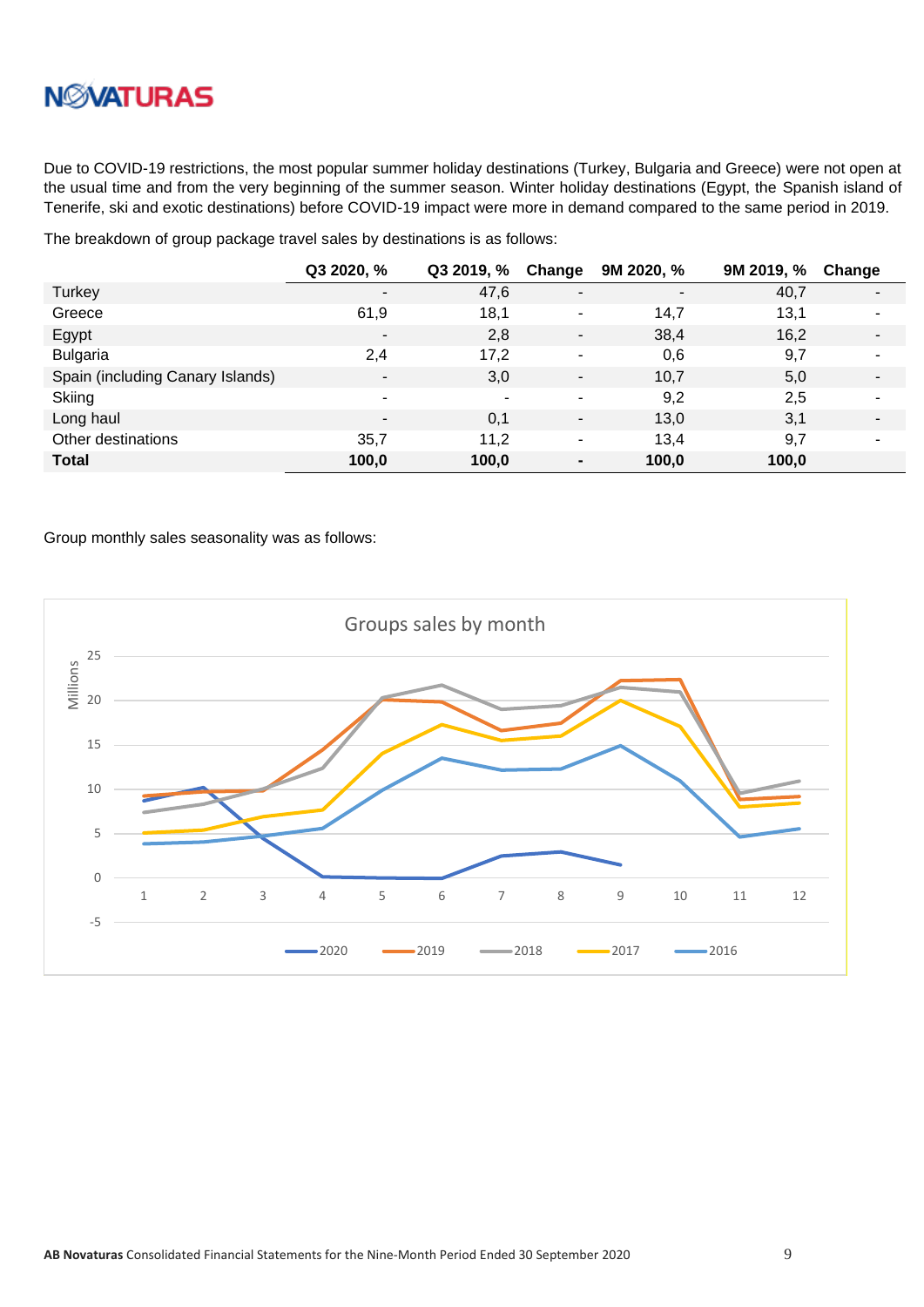Due to COVID-19 restrictions, the most popular summer holiday destinations (Turkey, Bulgaria and Greece) were not open at the usual time and from the very beginning of the summer season. Winter holiday destinations (Egypt, the Spanish island of Tenerife, ski and exotic destinations) before COVID-19 impact were more in demand compared to the same period in 2019.

The breakdown of group package travel sales by destinations is as follows:

| | Q3 2020, % | Q3 2019, % | Change | 9M 2020, % | 9M 2019, % | Change |
|---|---|---|---|---|---|---|
| Turkey | - | 47,6 | - | - | 40,7 | - |
| Greece | 61,9 | 18,1 | - | 14,7 | 13,1 | - |
| Egypt | - | 2,8 | - | 38,4 | 16,2 | - |
| Bulgaria | 2,4 | 17,2 | - | 0,6 | 9,7 | - |
| Spain (including Canary Islands) | - | 3,0 | - | 10,7 | 5,0 | - |
| Skiing | - | - | - | 9,2 | 2,5 | - |
| Long haul | - | 0,1 | - | 13,0 | 3,1 | - |
| Other destinations | 35,7 | 11,2 | - | 13,4 | 9,7 | - |
| **Total** | **100,0** | **100,0** | **-** | **100,0** | **100,0** | |

Group monthly sales seasonality was as follows:

Groups sales by month

Millions

Legend: 2020, 2019, 2018, 2017, 2016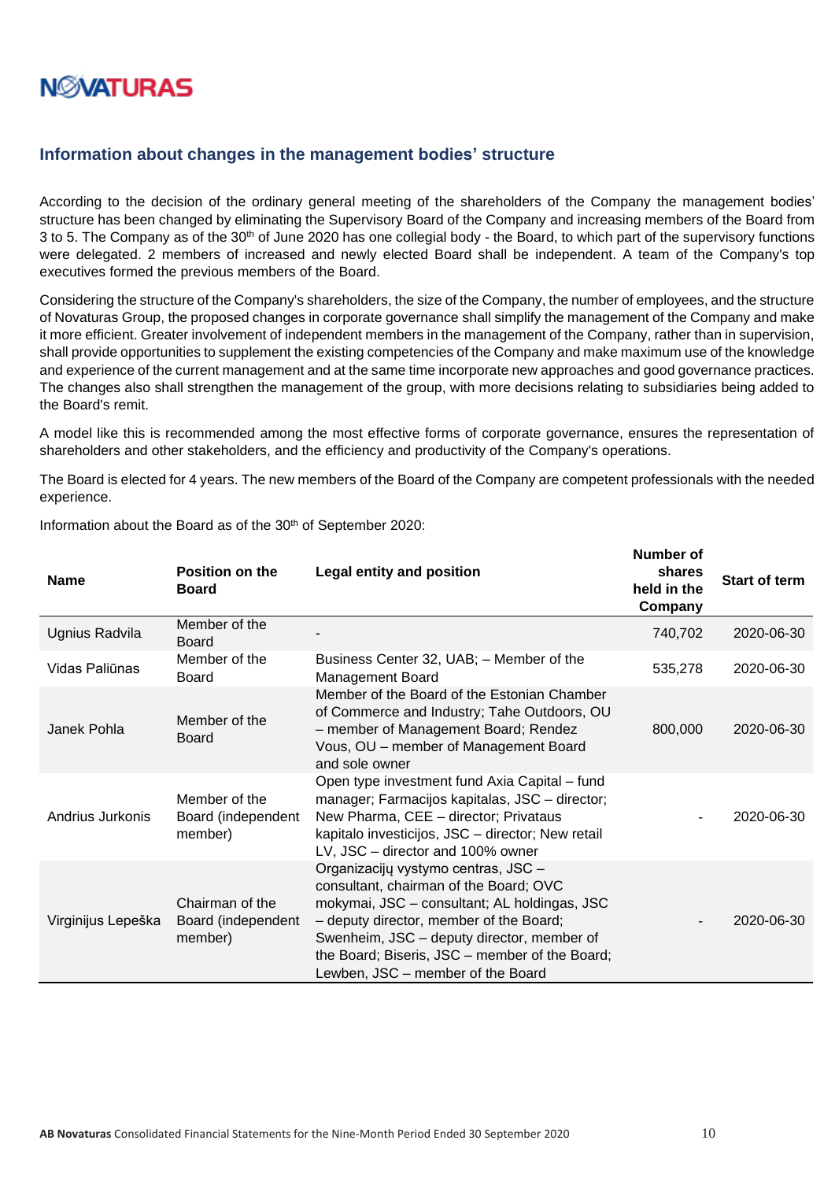## Information about changes in the management bodies' structure

According to the decision of the ordinary general meeting of the shareholders of the Company the management bodies' structure has been changed by eliminating the Supervisory Board of the Company and increasing members of the Board from 3 to 5. The Company as of the 30th of June 2020 has one collegial body - the Board, to which part of the supervisory functions were delegated. 2 members of increased and newly elected Board shall be independent. A team of the Company's top executives formed the previous members of the Board.

Considering the structure of the Company's shareholders, the size of the Company, the number of employees, and the structure of Novaturas Group, the proposed changes in corporate governance shall simplify the management of the Company and make it more efficient. Greater involvement of independent members in the management of the Company, rather than in supervision, shall provide opportunities to supplement the existing competencies of the Company and make maximum use of the knowledge and experience of the current management and at the same time incorporate new approaches and good governance practices. The changes also shall strengthen the management of the group, with more decisions relating to subsidiaries being added to the Board's remit.

A model like this is recommended among the most effective forms of corporate governance, ensures the representation of shareholders and other stakeholders, and the efficiency and productivity of the Company's operations.

The Board is elected for 4 years. The new members of the Board of the Company are competent professionals with the needed experience.

Information about the Board as of the 30th of September 2020:

| Name | Position on the Board | Legal entity and position | Number of shares held in the Company | Start of term |
|---|---|---|---|---|
| Ugnius Radvila | Member of the Board | - | 740,702 | 2020-06-30 |
| Vidas Paliūnas | Member of the Board | Business Center 32, UAB; – Member of the Management Board | 535,278 | 2020-06-30 |
| Janek Pohla | Member of the Board | Member of the Board of the Estonian Chamber of Commerce and Industry; Tahe Outdoors, OU – member of Management Board; Rendez Vous, OU – member of Management Board and sole owner | 800,000 | 2020-06-30 |
| Andrius Jurkonis | Member of the Board (independent member) | Open type investment fund Axia Capital – fund manager; Farmacijos kapitalas, JSC – director; New Pharma, CEE – director; Privataus kapitalo investicijos, JSC – director; New retail LV, JSC – director and 100% owner | - | 2020-06-30 |
| Virginijus Lepeška | Chairman of the Board (independent member) | Organizacijų vystymo centras, JSC – consultant, chairman of the Board; OVC mokymai, JSC – consultant; AL holdingas, JSC – deputy director, member of the Board; Swenheim, JSC – deputy director, member of the Board; Biseris, JSC – member of the Board; Lewben, JSC – member of the Board | - | 2020-06-30 |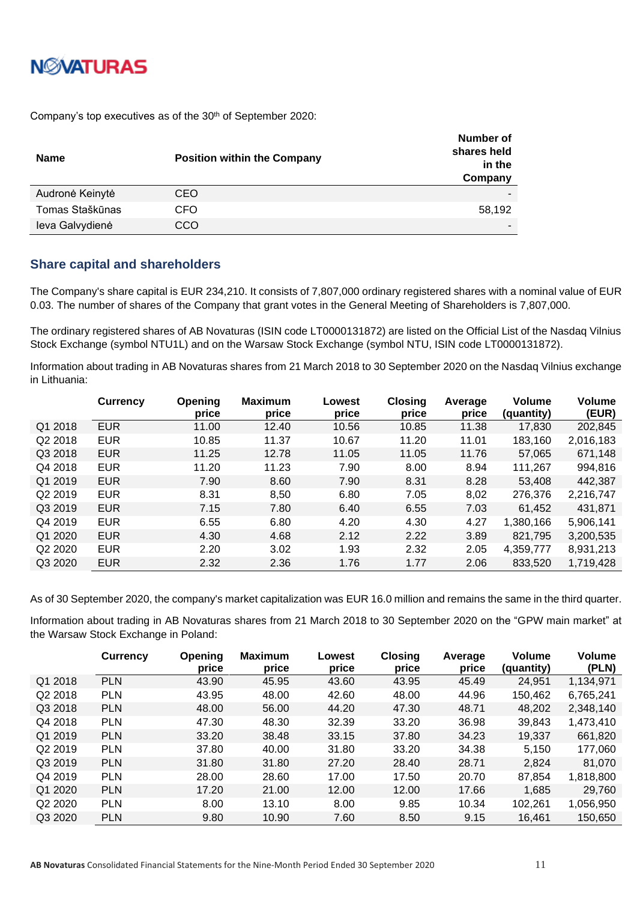Company's top executives as of the 30th of September 2020:

| Name | Position within the Company | Number of shares held in the Company |
|---|---|---|
| Audronė Keinytė | CEO | - |
| Tomas Staškūnas | CFO | 58,192 |
| Ieva Galvydienė | CCO | - |

## Share capital and shareholders

The Company's share capital is EUR 234,210. It consists of 7,807,000 ordinary registered shares with a nominal value of EUR 0.03. The number of shares of the Company that grant votes in the General Meeting of Shareholders is 7,807,000.

The ordinary registered shares of AB Novaturas (ISIN code LT0000131872) are listed on the Official List of the Nasdaq Vilnius Stock Exchange (symbol NTU1L) and on the Warsaw Stock Exchange (symbol NTU, ISIN code LT0000131872).

Information about trading in AB Novaturas shares from 21 March 2018 to 30 September 2020 on the Nasdaq Vilnius exchange in Lithuania:

| | Currency | Opening price | Maximum price | Lowest price | Closing price | Average price | Volume (quantity) | Volume (EUR) |
|---|---|---|---|---|---|---|---|---|
| Q1 2018 | EUR | 11.00 | 12.40 | 10.56 | 10.85 | 11.38 | 17,830 | 202,845 |
| Q2 2018 | EUR | 10.85 | 11.37 | 10.67 | 11.20 | 11.01 | 183,160 | 2,016,183 |
| Q3 2018 | EUR | 11.25 | 12.78 | 11.05 | 11.05 | 11.76 | 57,065 | 671,148 |
| Q4 2018 | EUR | 11.20 | 11.23 | 7.90 | 8.00 | 8.94 | 111,267 | 994,816 |
| Q1 2019 | EUR | 7.90 | 8.60 | 7.90 | 8.31 | 8.28 | 53,408 | 442,387 |
| Q2 2019 | EUR | 8.31 | 8,50 | 6.80 | 7.05 | 8,02 | 276,376 | 2,216,747 |
| Q3 2019 | EUR | 7.15 | 7.80 | 6.40 | 6.55 | 7.03 | 61,452 | 431,871 |
| Q4 2019 | EUR | 6.55 | 6.80 | 4.20 | 4.30 | 4.27 | 1,380,166 | 5,906,141 |
| Q1 2020 | EUR | 4.30 | 4.68 | 2.12 | 2.22 | 3.89 | 821,795 | 3,200,535 |
| Q2 2020 | EUR | 2.20 | 3.02 | 1.93 | 2.32 | 2.05 | 4,359,777 | 8,931,213 |
| Q3 2020 | EUR | 2.32 | 2.36 | 1.76 | 1.77 | 2.06 | 833,520 | 1,719,428 |

As of 30 September 2020, the company's market capitalization was EUR 16.0 million and remains the same in the third quarter.

Information about trading in AB Novaturas shares from 21 March 2018 to 30 September 2020 on the "GPW main market" at the Warsaw Stock Exchange in Poland:

| | Currency | Opening price | Maximum price | Lowest price | Closing price | Average price | Volume (quantity) | Volume (PLN) |
|---|---|---|---|---|---|---|---|---|
| Q1 2018 | PLN | 43.90 | 45.95 | 43.60 | 43.95 | 45.49 | 24,951 | 1,134,971 |
| Q2 2018 | PLN | 43.95 | 48.00 | 42.60 | 48.00 | 44.96 | 150,462 | 6,765,241 |
| Q3 2018 | PLN | 48.00 | 56.00 | 44.20 | 47.30 | 48.71 | 48,202 | 2,348,140 |
| Q4 2018 | PLN | 47.30 | 48.30 | 32.39 | 33.20 | 36.98 | 39,843 | 1,473,410 |
| Q1 2019 | PLN | 33.20 | 38.48 | 33.15 | 37.80 | 34.23 | 19,337 | 661,820 |
| Q2 2019 | PLN | 37.80 | 40.00 | 31.80 | 33.20 | 34.38 | 5,150 | 177,060 |
| Q3 2019 | PLN | 31.80 | 31.80 | 27.20 | 28.40 | 28.71 | 2,824 | 81,070 |
| Q4 2019 | PLN | 28.00 | 28.60 | 17.00 | 17.50 | 20.70 | 87,854 | 1,818,800 |
| Q1 2020 | PLN | 17.20 | 21.00 | 12.00 | 12.00 | 17.66 | 1,685 | 29,760 |
| Q2 2020 | PLN | 8.00 | 13.10 | 8.00 | 9.85 | 10.34 | 102,261 | 1,056,950 |
| Q3 2020 | PLN | 9.80 | 10.90 | 7.60 | 8.50 | 9.15 | 16,461 | 150,650 |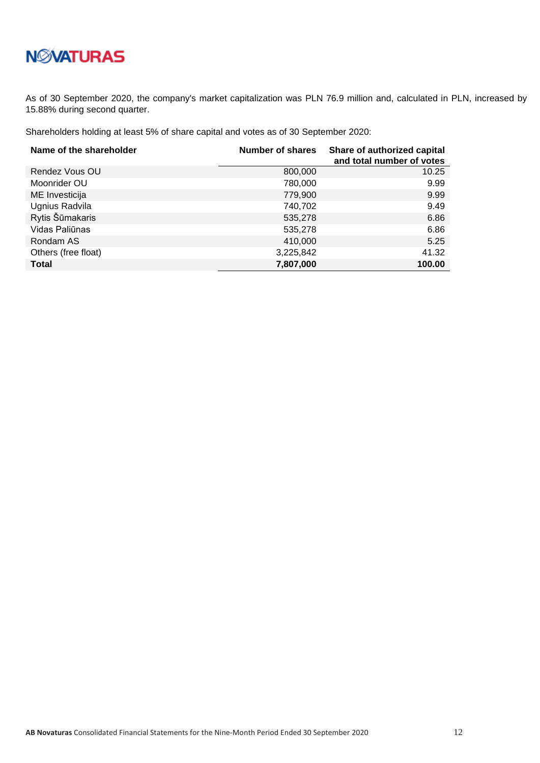As of 30 September 2020, the company's market capitalization was PLN 76.9 million and, calculated in PLN, increased by 15.88% during second quarter.

Shareholders holding at least 5% of share capital and votes as of 30 September 2020:

| Name of the shareholder | Number of shares | Share of authorized capital and total number of votes |
|---|---|---|
| Rendez Vous OU | 800,000 | 10.25 |
| Moonrider OU | 780,000 | 9.99 |
| ME Investicija | 779,900 | 9.99 |
| Ugnius Radvila | 740,702 | 9.49 |
| Rytis Šūmakaris | 535,278 | 6.86 |
| Vidas Paliūnas | 535,278 | 6.86 |
| Rondam AS | 410,000 | 5.25 |
| Others (free float) | 3,225,842 | 41.32 |
| **Total** | **7,807,000** | **100.00** |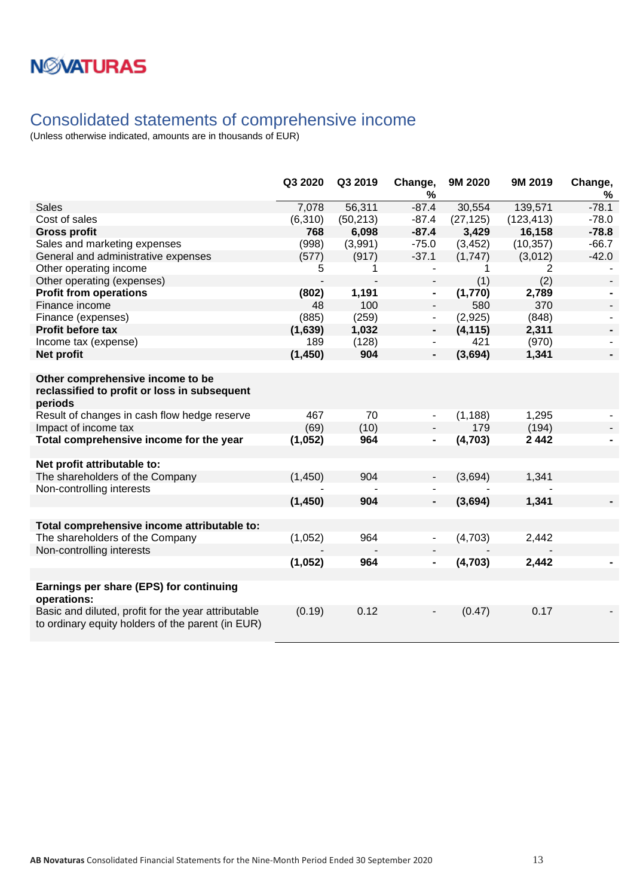NOVATURAS

# Consolidated statements of comprehensive income

(Unless otherwise indicated, amounts are in thousands of EUR)

| | Q3 2020 | Q3 2019 | Change, % | 9M 2020 | 9M 2019 | Change, % |
|---|---|---|---|---|---|---|
| Sales | 7,078 | 56,311 | -87.4 | 30,554 | 139,571 | -78.1 |
| Cost of sales | (6,310) | (50,213) | -87.4 | (27,125) | (123,413) | -78.0 |
| **Gross profit** | **768** | **6,098** | **-87.4** | **3,429** | **16,158** | **-78.8** |
| Sales and marketing expenses | (998) | (3,991) | -75.0 | (3,452) | (10,357) | -66.7 |
| General and administrative expenses | (577) | (917) | -37.1 | (1,747) | (3,012) | -42.0 |
| Other operating income | 5 | 1 | - | 1 | 2 | - |
| Other operating (expenses) | - | - | - | (1) | (2) | - |
| **Profit from operations** | **(802)** | **1,191** | **-** | **(1,770)** | **2,789** | **-** |
| Finance income | 48 | 100 | - | 580 | 370 | - |
| Finance (expenses) | (885) | (259) | - | (2,925) | (848) | - |
| **Profit before tax** | **(1,639)** | **1,032** | **-** | **(4,115)** | **2,311** | **-** |
| Income tax (expense) | 189 | (128) | - | 421 | (970) | - |
| **Net profit** | **(1,450)** | **904** | **-** | **(3,694)** | **1,341** | **-** |
| | | | | | | |
| **Other comprehensive income to be reclassified to profit or loss in subsequent periods** | | | | | | |
| Result of changes in cash flow hedge reserve | 467 | 70 | - | (1,188) | 1,295 | - |
| Impact of income tax | (69) | (10) | - | 179 | (194) | - |
| **Total comprehensive income for the year** | **(1,052)** | **964** | **-** | **(4,703)** | **2 442** | **-** |
| | | | | | | |
| **Net profit attributable to:** | | | | | | |
| The shareholders of the Company | (1,450) | 904 | - | (3,694) | 1,341 | |
| Non-controlling interests | - | - | - | - | - | |
| | **(1,450)** | **904** | **-** | **(3,694)** | **1,341** | **-** |
| | | | | | | |
| **Total comprehensive income attributable to:** | | | | | | |
| The shareholders of the Company | (1,052) | 964 | - | (4,703) | 2,442 | |
| Non-controlling interests | - | - | - | - | - | |
| | **(1,052)** | **964** | **-** | **(4,703)** | **2,442** | **-** |
| | | | | | | |
| **Earnings per share (EPS) for continuing operations:** | | | | | | |
| Basic and diluted, profit for the year attributable to ordinary equity holders of the parent (in EUR) | (0.19) | 0.12 | - | (0.47) | 0.17 | - |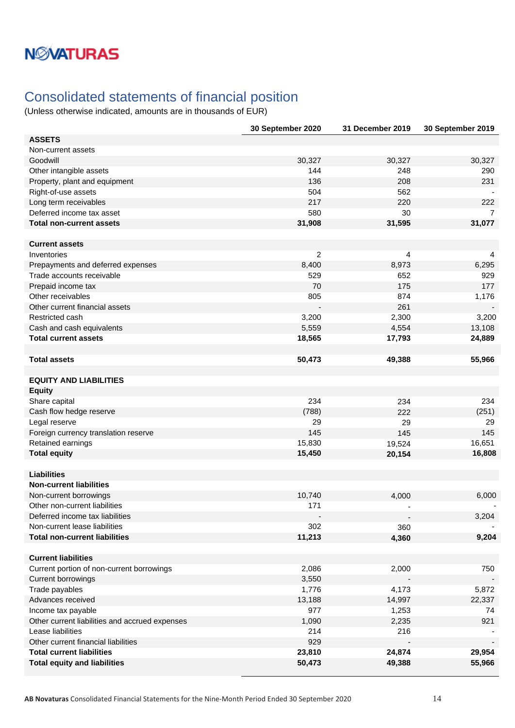## Consolidated statements of financial position

(Unless otherwise indicated, amounts are in thousands of EUR)

| | 30 September 2020 | 31 December 2019 | 30 September 2019 |
|---|---|---|---|
| **ASSETS** | | | |
| Non-current assets | | | |
| Goodwill | 30,327 | 30,327 | 30,327 |
| Other intangible assets | 144 | 248 | 290 |
| Property, plant and equipment | 136 | 208 | 231 |
| Right-of-use assets | 504 | 562 | - |
| Long term receivables | 217 | 220 | 222 |
| Deferred income tax asset | 580 | 30 | 7 |
| **Total non-current assets** | **31,908** | **31,595** | **31,077** |
| | | | |
| **Current assets** | | | |
| Inventories | 2 | 4 | 4 |
| Prepayments and deferred expenses | 8,400 | 8,973 | 6,295 |
| Trade accounts receivable | 529 | 652 | 929 |
| Prepaid income tax | 70 | 175 | 177 |
| Other receivables | 805 | 874 | 1,176 |
| Other current financial assets | - | 261 | - |
| Restricted cash | 3,200 | 2,300 | 3,200 |
| Cash and cash equivalents | 5,559 | 4,554 | 13,108 |
| **Total current assets** | **18,565** | **17,793** | **24,889** |
| | | | |
| **Total assets** | **50,473** | **49,388** | **55,966** |
| | | | |
| **EQUITY AND LIABILITIES** | | | |
| **Equity** | | | |
| Share capital | 234 | 234 | 234 |
| Cash flow hedge reserve | (788) | 222 | (251) |
| Legal reserve | 29 | 29 | 29 |
| Foreign currency translation reserve | 145 | 145 | 145 |
| Retained earnings | 15,830 | 19,524 | 16,651 |
| **Total equity** | **15,450** | **20,154** | **16,808** |
| | | | |
| **Liabilities** | | | |
| **Non-current liabilities** | | | |
| Non-current borrowings | 10,740 | 4,000 | 6,000 |
| Other non-current liabilities | 171 | - | - |
| Deferred income tax liabilities | - | - | 3,204 |
| Non-current lease liabilities | 302 | 360 | - |
| **Total non-current liabilities** | **11,213** | **4,360** | **9,204** |
| | | | |
| **Current liabilities** | | | |
| Current portion of non-current borrowings | 2,086 | 2,000 | 750 |
| Current borrowings | 3,550 | - | - |
| Trade payables | 1,776 | 4,173 | 5,872 |
| Advances received | 13,188 | 14,997 | 22,337 |
| Income tax payable | 977 | 1,253 | 74 |
| Other current liabilities and accrued expenses | 1,090 | 2,235 | 921 |
| Lease liabilities | 214 | 216 | - |
| Other current financial liabilities | 929 | - | - |
| **Total current liabilities** | **23,810** | **24,874** | **29,954** |
| **Total equity and liabilities** | **50,473** | **49,388** | **55,966** |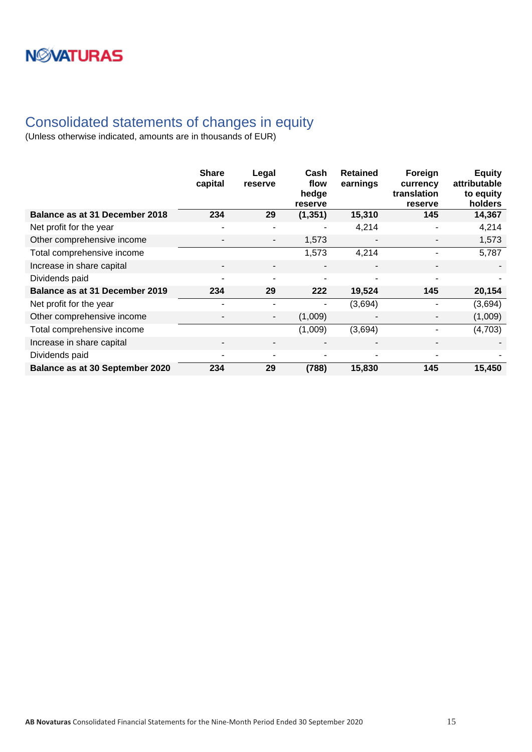# Consolidated statements of changes in equity

(Unless otherwise indicated, amounts are in thousands of EUR)

| | Share capital | Legal reserve | Cash flow hedge reserve | Retained earnings | Foreign currency translation reserve | Equity attributable to equity holders |
|---|---|---|---|---|---|---|
| **Balance as at 31 December 2018** | **234** | **29** | **(1,351)** | **15,310** | **145** | **14,367** |
| Net profit for the year | - | - | - | 4,214 | - | 4,214 |
| Other comprehensive income | - | - | 1,573 | - | - | 1,573 |
| Total comprehensive income | | | 1,573 | 4,214 | - | 5,787 |
| Increase in share capital | - | - | - | - | - | - |
| Dividends paid | - | - | - | - | - | - |
| **Balance as at 31 December 2019** | **234** | **29** | **222** | **19,524** | **145** | **20,154** |
| Net profit for the year | - | - | - | (3,694) | - | (3,694) |
| Other comprehensive income | - | - | (1,009) | - | - | (1,009) |
| Total comprehensive income | | | (1,009) | (3,694) | - | (4,703) |
| Increase in share capital | - | - | - | - | - | - |
| Dividends paid | - | - | - | - | - | - |
| **Balance as at 30 September 2020** | **234** | **29** | **(788)** | **15,830** | **145** | **15,450** |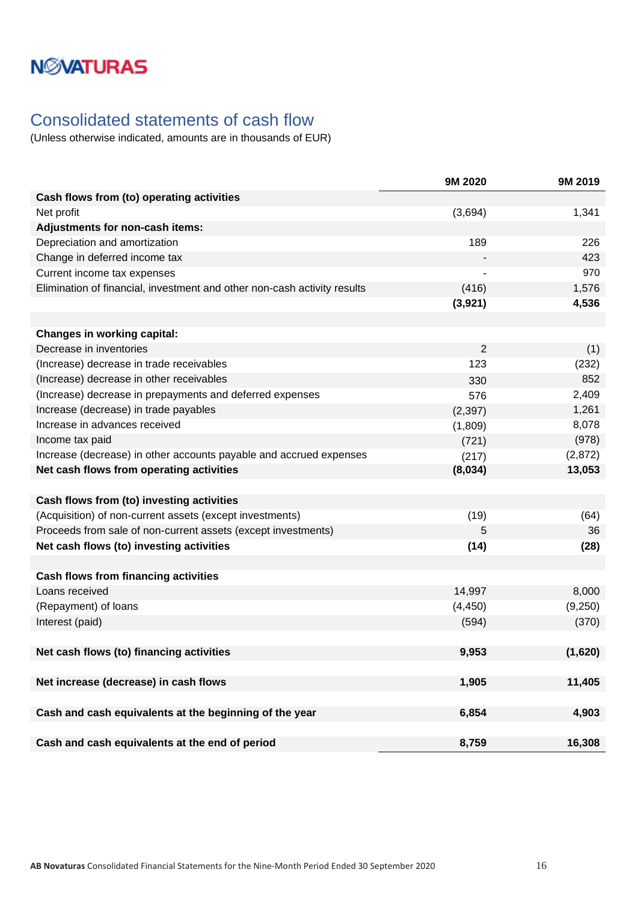# Consolidated statements of cash flow

(Unless otherwise indicated, amounts are in thousands of EUR)

| | 9M 2020 | 9M 2019 |
|---|---|---|
| **Cash flows from (to) operating activities** | | |
| Net profit | (3,694) | 1,341 |
| **Adjustments for non-cash items:** | | |
| Depreciation and amortization | 189 | 226 |
| Change in deferred income tax | - | 423 |
| Current income tax expenses | - | 970 |
| Elimination of financial, investment and other non-cash activity results | (416) | 1,576 |
| | **(3,921)** | **4,536** |
| | | |
| **Changes in working capital:** | | |
| Decrease in inventories | 2 | (1) |
| (Increase) decrease in trade receivables | 123 | (232) |
| (Increase) decrease in other receivables | 330 | 852 |
| (Increase) decrease in prepayments and deferred expenses | 576 | 2,409 |
| Increase (decrease) in trade payables | (2,397) | 1,261 |
| Increase in advances received | (1,809) | 8,078 |
| Income tax paid | (721) | (978) |
| Increase (decrease) in other accounts payable and accrued expenses | (217) | (2,872) |
| **Net cash flows from operating activities** | **(8,034)** | **13,053** |
| | | |
| **Cash flows from (to) investing activities** | | |
| (Acquisition) of non-current assets (except investments) | (19) | (64) |
| Proceeds from sale of non-current assets (except investments) | 5 | 36 |
| **Net cash flows (to) investing activities** | **(14)** | **(28)** |
| | | |
| **Cash flows from financing activities** | | |
| Loans received | 14,997 | 8,000 |
| (Repayment) of loans | (4,450) | (9,250) |
| Interest (paid) | (594) | (370) |
| | | |
| **Net cash flows (to) financing activities** | **9,953** | **(1,620)** |
| | | |
| **Net increase (decrease) in cash flows** | **1,905** | **11,405** |
| | | |
| **Cash and cash equivalents at the beginning of the year** | **6,854** | **4,903** |
| | | |
| **Cash and cash equivalents at the end of period** | **8,759** | **16,308** |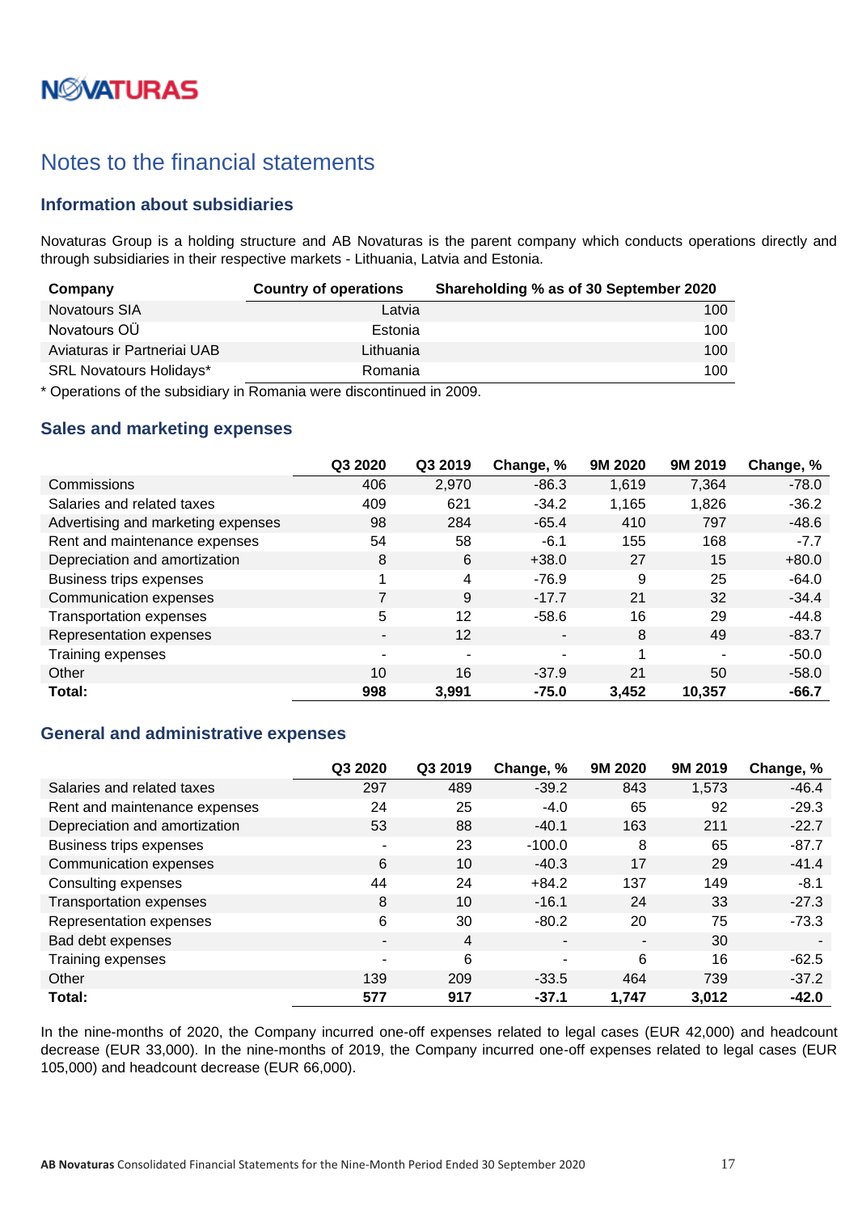# Notes to the financial statements

## Information about subsidiaries

Novaturas Group is a holding structure and AB Novaturas is the parent company which conducts operations directly and through subsidiaries in their respective markets - Lithuania, Latvia and Estonia.

| Company | Country of operations | Shareholding % as of 30 September 2020 |
|---|---|---|
| Novatours SIA | Latvia | 100 |
| Novatours OÜ | Estonia | 100 |
| Aviaturas ir Partneriai UAB | Lithuania | 100 |
| SRL Novatours Holidays* | Romania | 100 |

\* Operations of the subsidiary in Romania were discontinued in 2009.

## Sales and marketing expenses

| | Q3 2020 | Q3 2019 | Change, % | 9M 2020 | 9M 2019 | Change, % |
|---|---|---|---|---|---|---|
| Commissions | 406 | 2,970 | -86.3 | 1,619 | 7,364 | -78.0 |
| Salaries and related taxes | 409 | 621 | -34.2 | 1,165 | 1,826 | -36.2 |
| Advertising and marketing expenses | 98 | 284 | -65.4 | 410 | 797 | -48.6 |
| Rent and maintenance expenses | 54 | 58 | -6.1 | 155 | 168 | -7.7 |
| Depreciation and amortization | 8 | 6 | +38.0 | 27 | 15 | +80.0 |
| Business trips expenses | 1 | 4 | -76.9 | 9 | 25 | -64.0 |
| Communication expenses | 7 | 9 | -17.7 | 21 | 32 | -34.4 |
| Transportation expenses | 5 | 12 | -58.6 | 16 | 29 | -44.8 |
| Representation expenses | - | 12 | - | 8 | 49 | -83.7 |
| Training expenses | - | - | - | 1 | - | -50.0 |
| Other | 10 | 16 | -37.9 | 21 | 50 | -58.0 |
| **Total:** | **998** | **3,991** | **-75.0** | **3,452** | **10,357** | **-66.7** |

## General and administrative expenses

| | Q3 2020 | Q3 2019 | Change, % | 9M 2020 | 9M 2019 | Change, % |
|---|---|---|---|---|---|---|
| Salaries and related taxes | 297 | 489 | -39.2 | 843 | 1,573 | -46.4 |
| Rent and maintenance expenses | 24 | 25 | -4.0 | 65 | 92 | -29.3 |
| Depreciation and amortization | 53 | 88 | -40.1 | 163 | 211 | -22.7 |
| Business trips expenses | - | 23 | -100.0 | 8 | 65 | -87.7 |
| Communication expenses | 6 | 10 | -40.3 | 17 | 29 | -41.4 |
| Consulting expenses | 44 | 24 | +84.2 | 137 | 149 | -8.1 |
| Transportation expenses | 8 | 10 | -16.1 | 24 | 33 | -27.3 |
| Representation expenses | 6 | 30 | -80.2 | 20 | 75 | -73.3 |
| Bad debt expenses | - | 4 | - | - | 30 | - |
| Training expenses | - | 6 | - | 6 | 16 | -62.5 |
| Other | 139 | 209 | -33.5 | 464 | 739 | -37.2 |
| **Total:** | **577** | **917** | **-37.1** | **1,747** | **3,012** | **-42.0** |

In the nine-months of 2020, the Company incurred one-off expenses related to legal cases (EUR 42,000) and headcount decrease (EUR 33,000). In the nine-months of 2019, the Company incurred one-off expenses related to legal cases (EUR 105,000) and headcount decrease (EUR 66,000).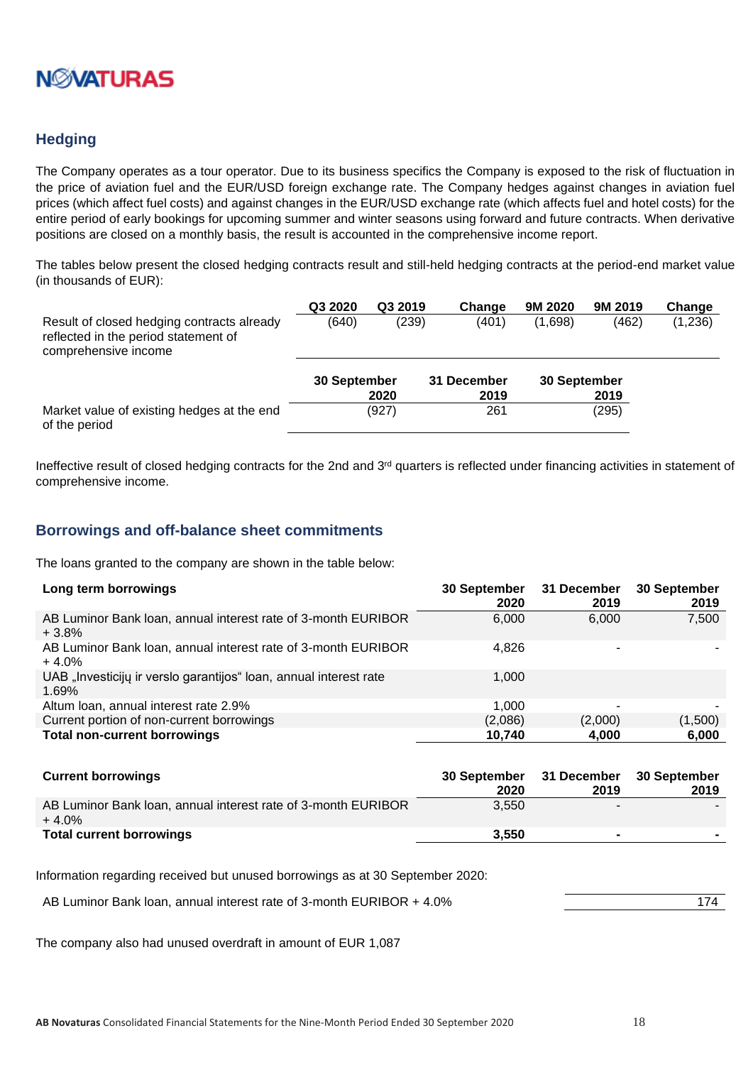## Hedging

The Company operates as a tour operator. Due to its business specifics the Company is exposed to the risk of fluctuation in the price of aviation fuel and the EUR/USD foreign exchange rate. The Company hedges against changes in aviation fuel prices (which affect fuel costs) and against changes in the EUR/USD exchange rate (which affects fuel and hotel costs) for the entire period of early bookings for upcoming summer and winter seasons using forward and future contracts. When derivative positions are closed on a monthly basis, the result is accounted in the comprehensive income report.

The tables below present the closed hedging contracts result and still-held hedging contracts at the period-end market value (in thousands of EUR):

| | Q3 2020 | Q3 2019 | Change | 9M 2020 | 9M 2019 | Change |
|---|---|---|---|---|---|---|
| Result of closed hedging contracts already reflected in the period statement of comprehensive income | (640) | (239) | (401) | (1,698) | (462) | (1,236) |

| | 30 September 2020 | 31 December 2019 | 30 September 2019 |
|---|---|---|---|
| Market value of existing hedges at the end of the period | (927) | 261 | (295) |

Ineffective result of closed hedging contracts for the 2nd and 3rd quarters is reflected under financing activities in statement of comprehensive income.

## Borrowings and off-balance sheet commitments

The loans granted to the company are shown in the table below:

| Long term borrowings | 30 September 2020 | 31 December 2019 | 30 September 2019 |
|---|---|---|---|
| AB Luminor Bank loan, annual interest rate of 3-month EURIBOR + 3.8% | 6,000 | 6,000 | 7,500 |
| AB Luminor Bank loan, annual interest rate of 3-month EURIBOR + 4.0% | 4,826 | - | - |
| UAB „Investicijų ir verslo garantijos" loan, annual interest rate 1.69% | 1,000 | | |
| Altum loan, annual interest rate 2.9% | 1,000 | - | - |
| Current portion of non-current borrowings | (2,086) | (2,000) | (1,500) |
| **Total non-current borrowings** | **10,740** | **4,000** | **6,000** |

| Current borrowings | 30 September 2020 | 31 December 2019 | 30 September 2019 |
|---|---|---|---|
| AB Luminor Bank loan, annual interest rate of 3-month EURIBOR + 4.0% | 3,550 | - | - |
| **Total current borrowings** | **3,550** | **-** | **-** |

Information regarding received but unused borrowings as at 30 September 2020:

| | |
|---|---|
| AB Luminor Bank loan, annual interest rate of 3-month EURIBOR + 4.0% | 174 |

The company also had unused overdraft in amount of EUR 1,087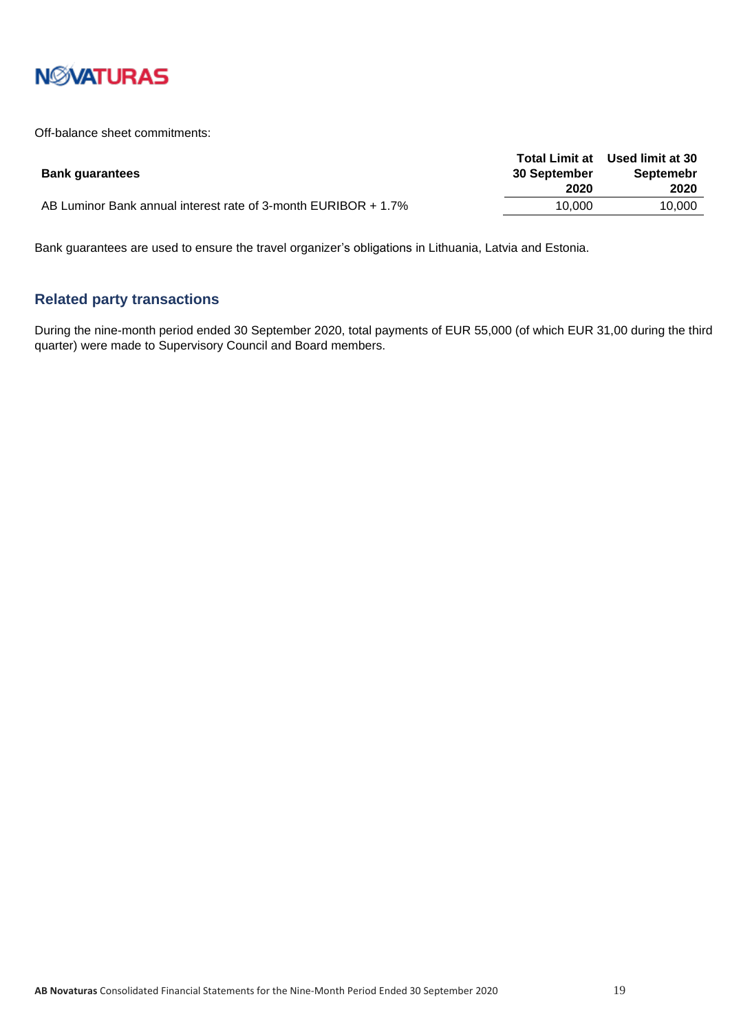Off-balance sheet commitments:

| Bank guarantees | Total Limit at 30 September 2020 | Used limit at 30 Septemebr 2020 |
|---|---|---|
| AB Luminor Bank annual interest rate of 3-month EURIBOR + 1.7% | 10,000 | 10,000 |

Bank guarantees are used to ensure the travel organizer's obligations in Lithuania, Latvia and Estonia.

## Related party transactions

During the nine-month period ended 30 September 2020, total payments of EUR 55,000 (of which EUR 31,00 during the third quarter) were made to Supervisory Council and Board members.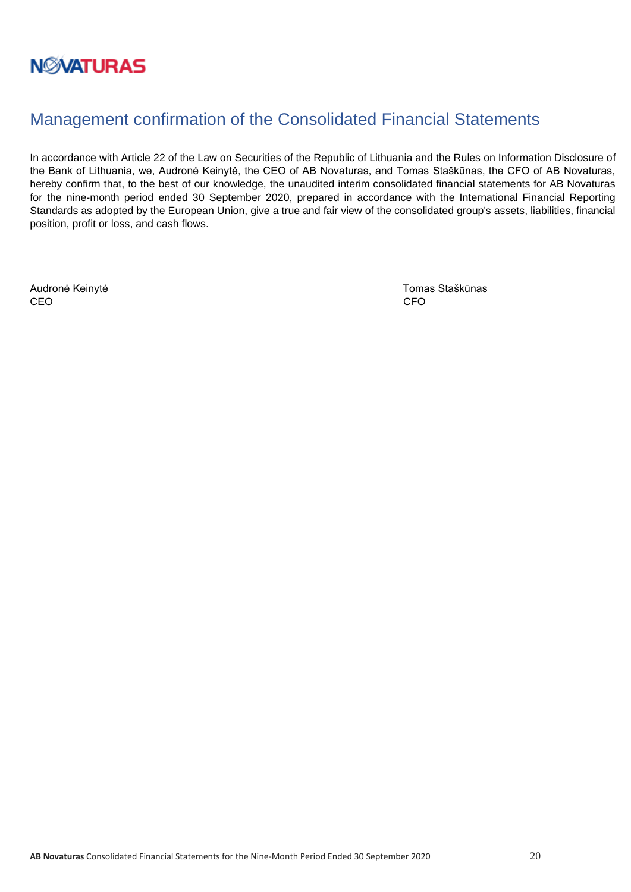# Management confirmation of the Consolidated Financial Statements

In accordance with Article 22 of the Law on Securities of the Republic of Lithuania and the Rules on Information Disclosure of the Bank of Lithuania, we, Audronė Keinytė, the CEO of AB Novaturas, and Tomas Staškūnas, the CFO of AB Novaturas, hereby confirm that, to the best of our knowledge, the unaudited interim consolidated financial statements for AB Novaturas for the nine-month period ended 30 September 2020, prepared in accordance with the International Financial Reporting Standards as adopted by the European Union, give a true and fair view of the consolidated group's assets, liabilities, financial position, profit or loss, and cash flows.

Audronė Keinytė
CEO

Tomas Staškūnas
CFO